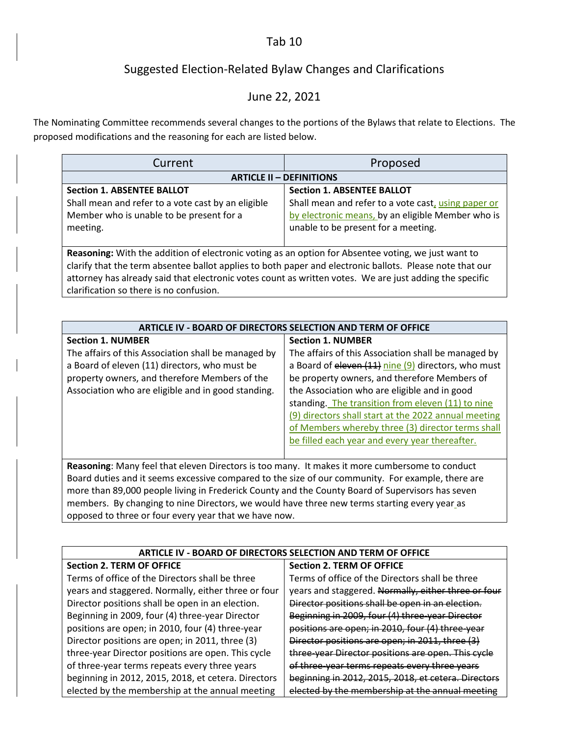# Tab 10

## Suggested Election-Related Bylaw Changes and Clarifications

## June 22, 2021

The Nominating Committee recommends several changes to the portions of the Bylaws that relate to Elections. The proposed modifications and the reasoning for each are listed below.

| Current | Proposed |
|---|---|
| **ARTICLE II – DEFINITIONS** | |
| **Section 1. ABSENTEE BALLOT**<br>Shall mean and refer to a vote cast by an eligible Member who is unable to be present for a meeting. | **Section 1. ABSENTEE BALLOT**<br>Shall mean and refer to a vote cast, using paper or by electronic means, by an eligible Member who is unable to be present for a meeting. |
| **Reasoning:** With the addition of electronic voting as an option for Absentee voting, we just want to clarify that the term absentee ballot applies to both paper and electronic ballots. Please note that our attorney has already said that electronic votes count as written votes. We are just adding the specific clarification so there is no confusion. | |

| Current | Proposed |
|---|---|
| **ARTICLE IV - BOARD OF DIRECTORS SELECTION AND TERM OF OFFICE** | |
| **Section 1. NUMBER**<br>The affairs of this Association shall be managed by a Board of eleven (11) directors, who must be property owners, and therefore Members of the Association who are eligible and in good standing. | **Section 1. NUMBER**<br>The affairs of this Association shall be managed by a Board of ~~eleven (11)~~ nine (9) directors, who must be property owners, and therefore Members of the Association who are eligible and in good standing. The transition from eleven (11) to nine (9) directors shall start at the 2022 annual meeting of Members whereby three (3) director terms shall be filled each year and every year thereafter. |
| **Reasoning**: Many feel that eleven Directors is too many. It makes it more cumbersome to conduct Board duties and it seems excessive compared to the size of our community. For example, there are more than 89,000 people living in Frederick County and the County Board of Supervisors has seven members. By changing to nine Directors, we would have three new terms starting every year as opposed to three or four every year that we have now. | |

| Current | Proposed |
|---|---|
| **ARTICLE IV - BOARD OF DIRECTORS SELECTION AND TERM OF OFFICE** | |
| **Section 2. TERM OF OFFICE**<br>Terms of office of the Directors shall be three years and staggered. Normally, either three or four Director positions shall be open in an election. Beginning in 2009, four (4) three-year Director positions are open; in 2010, four (4) three-year Director positions are open; in 2011, three (3) three-year Director positions are open. This cycle of three-year terms repeats every three years beginning in 2012, 2015, 2018, et cetera. Directors elected by the membership at the annual meeting | **Section 2. TERM OF OFFICE**<br>Terms of office of the Directors shall be three years and staggered. ~~Normally, either three or four Director positions shall be open in an election. Beginning in 2009, four (4) three-year Director positions are open; in 2010, four (4) three-year Director positions are open; in 2011, three (3) three-year Director positions are open. This cycle of three-year terms repeats every three years beginning in 2012, 2015, 2018, et cetera. Directors elected by the membership at the annual meeting~~ |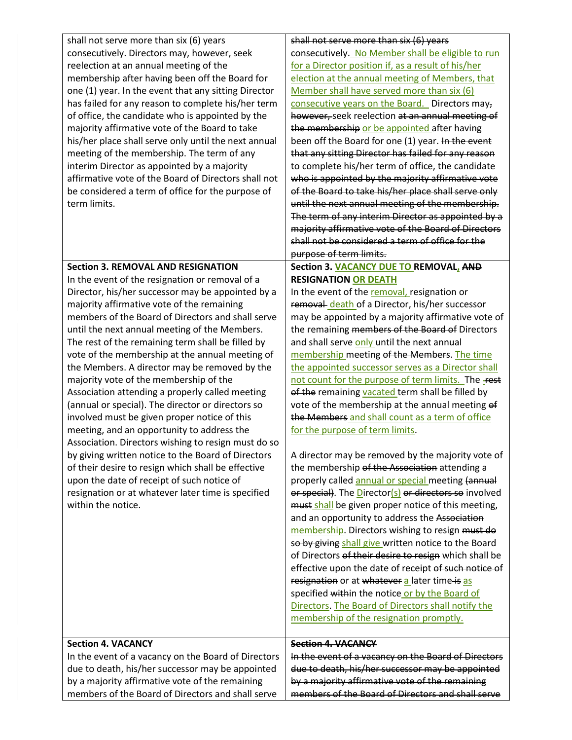| | |
|---|---|
| shall not serve more than six (6) years consecutively. Directors may, however, seek reelection at an annual meeting of the membership after having been off the Board for one (1) year. In the event that any sitting Director has failed for any reason to complete his/her term of office, the candidate who is appointed by the majority affirmative vote of the Board to take his/her place shall serve only until the next annual meeting of the membership. The term of any interim Director as appointed by a majority affirmative vote of the Board of Directors shall not be considered a term of office for the purpose of term limits. | ~~shall not serve more than six (6) years consecutively.~~ No Member shall be eligible to run for a Director position if, as a result of his/her election at the annual meeting of Members, that Member shall have served more than six (6) consecutive years on the Board. Directors may~~,~~ ~~however,~~ seek reelection ~~at an annual meeting of the membership~~ or be appointed after having been off the Board for one (1) year. ~~In the event that any sitting Director has failed for any reason to complete his/her term of office, the candidate who is appointed by the majority affirmative vote of the Board to take his/her place shall serve only until the next annual meeting of the membership. The term of any interim Director as appointed by a majority affirmative vote of the Board of Directors shall not be considered a term of office for the purpose of term limits.~~ |
| **Section 3. REMOVAL AND RESIGNATION**<br>In the event of the resignation or removal of a Director, his/her successor may be appointed by a majority affirmative vote of the remaining members of the Board of Directors and shall serve until the next annual meeting of the Members. The rest of the remaining term shall be filled by vote of the membership at the annual meeting of the Members. A director may be removed by the majority vote of the membership of the Association attending a properly called meeting (annual or special). The director or directors so involved must be given proper notice of this meeting, and an opportunity to address the Association. Directors wishing to resign must do so by giving written notice to the Board of Directors of their desire to resign which shall be effective upon the date of receipt of such notice of resignation or at whatever later time is specified within the notice. | **Section 3. VACANCY DUE TO REMOVAL, ~~AND~~ RESIGNATION OR DEATH**<br>In the event of the removal, resignation or ~~removal~~ death of a Director, his/her successor may be appointed by a majority affirmative vote of the remaining ~~members of the Board of~~ Directors and shall serve only until the next annual membership meeting ~~of the Members~~. The time the appointed successor serves as a Director shall not count for the purpose of term limits. The ~~rest of the~~ remaining vacated term shall be filled by vote of the membership at the annual meeting ~~of the Members~~ and shall count as a term of office for the purpose of term limits.<br><br>A director may be removed by the majority vote of the membership ~~of the Association~~ attending a properly called annual or special meeting ~~(annual or special)~~. The Director(s) ~~or directors so~~ involved ~~must~~ shall be given proper notice of this meeting, and an opportunity to address the ~~Association~~ membership. Directors wishing to resign ~~must do so by giving~~ shall give written notice to the Board of Directors ~~of their desire to resign~~ which shall be effective upon the date of receipt ~~of such notice of resignation~~ or at ~~whatever~~ a later time ~~is~~ as specified ~~with~~in the notice or by the Board of Directors. The Board of Directors shall notify the membership of the resignation promptly. |
| **Section 4. VACANCY**<br>In the event of a vacancy on the Board of Directors due to death, his/her successor may be appointed by a majority affirmative vote of the remaining members of the Board of Directors and shall serve | ~~**Section 4. VACANCY**~~<br>~~In the event of a vacancy on the Board of Directors due to death, his/her successor may be appointed by a majority affirmative vote of the remaining members of the Board of Directors and shall serve~~ |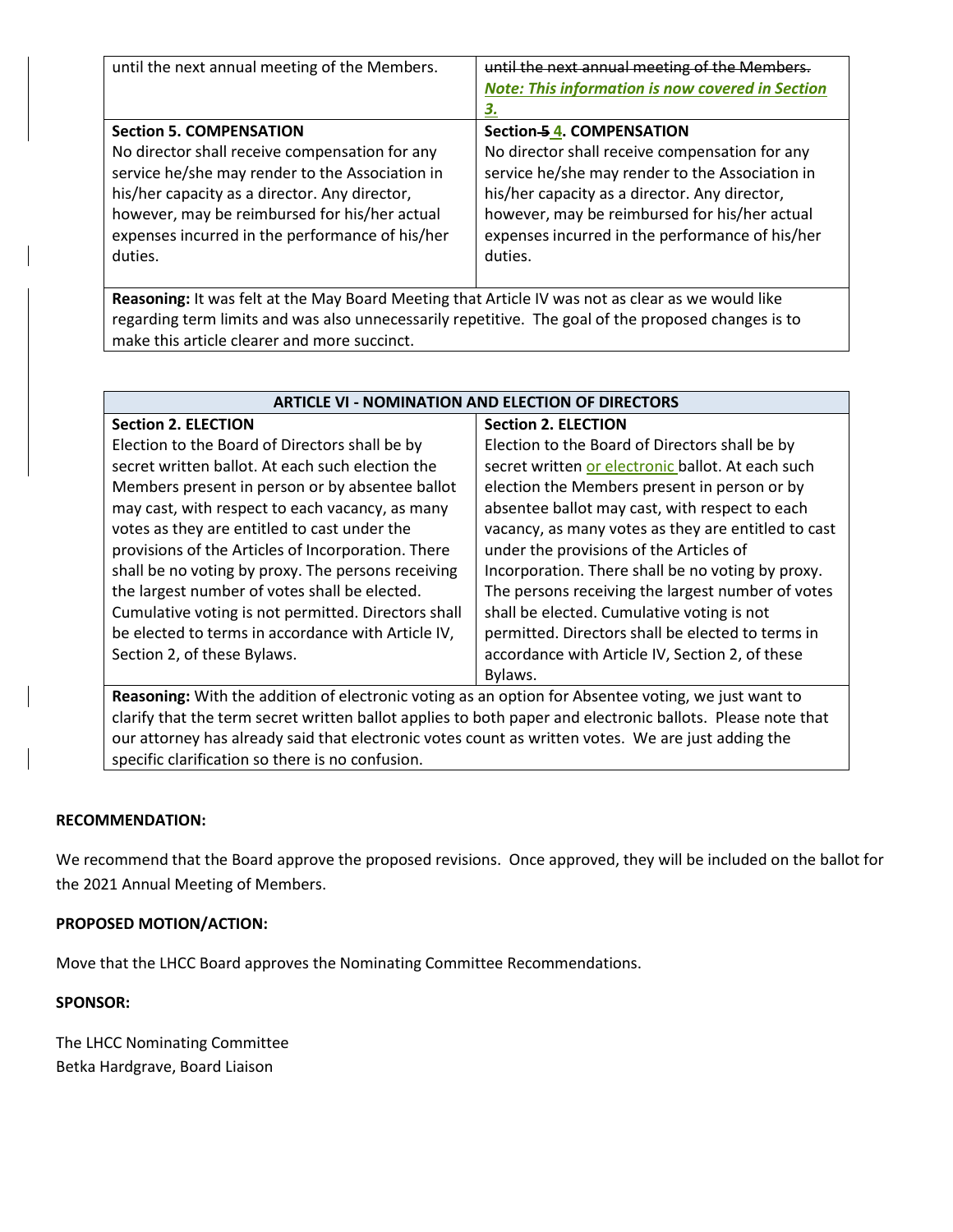| | |
|---|---|
| until the next annual meeting of the Members. | ~~until the next annual meeting of the Members.~~ ***Note: This information is now covered in Section 3.*** |
| **Section 5. COMPENSATION** No director shall receive compensation for any service he/she may render to the Association in his/her capacity as a director. Any director, however, may be reimbursed for his/her actual expenses incurred in the performance of his/her duties. | **Section ~~5~~ 4. COMPENSATION** No director shall receive compensation for any service he/she may render to the Association in his/her capacity as a director. Any director, however, may be reimbursed for his/her actual expenses incurred in the performance of his/her duties. |
| **Reasoning:** It was felt at the May Board Meeting that Article IV was not as clear as we would like regarding term limits and was also unnecessarily repetitive. The goal of the proposed changes is to make this article clearer and more succinct. | |

| **ARTICLE VI - NOMINATION AND ELECTION OF DIRECTORS** | |
|---|---|
| **Section 2. ELECTION** Election to the Board of Directors shall be by secret written ballot. At each such election the Members present in person or by absentee ballot may cast, with respect to each vacancy, as many votes as they are entitled to cast under the provisions of the Articles of Incorporation. There shall be no voting by proxy. The persons receiving the largest number of votes shall be elected. Cumulative voting is not permitted. Directors shall be elected to terms in accordance with Article IV, Section 2, of these Bylaws. | **Section 2. ELECTION** Election to the Board of Directors shall be by secret written or electronic ballot. At each such election the Members present in person or by absentee ballot may cast, with respect to each vacancy, as many votes as they are entitled to cast under the provisions of the Articles of Incorporation. There shall be no voting by proxy. The persons receiving the largest number of votes shall be elected. Cumulative voting is not permitted. Directors shall be elected to terms in accordance with Article IV, Section 2, of these Bylaws. |
| **Reasoning:** With the addition of electronic voting as an option for Absentee voting, we just want to clarify that the term secret written ballot applies to both paper and electronic ballots. Please note that our attorney has already said that electronic votes count as written votes. We are just adding the specific clarification so there is no confusion. | |

**RECOMMENDATION:**

We recommend that the Board approve the proposed revisions. Once approved, they will be included on the ballot for the 2021 Annual Meeting of Members.

**PROPOSED MOTION/ACTION:**

Move that the LHCC Board approves the Nominating Committee Recommendations.

**SPONSOR:**

The LHCC Nominating Committee
Betka Hardgrave, Board Liaison